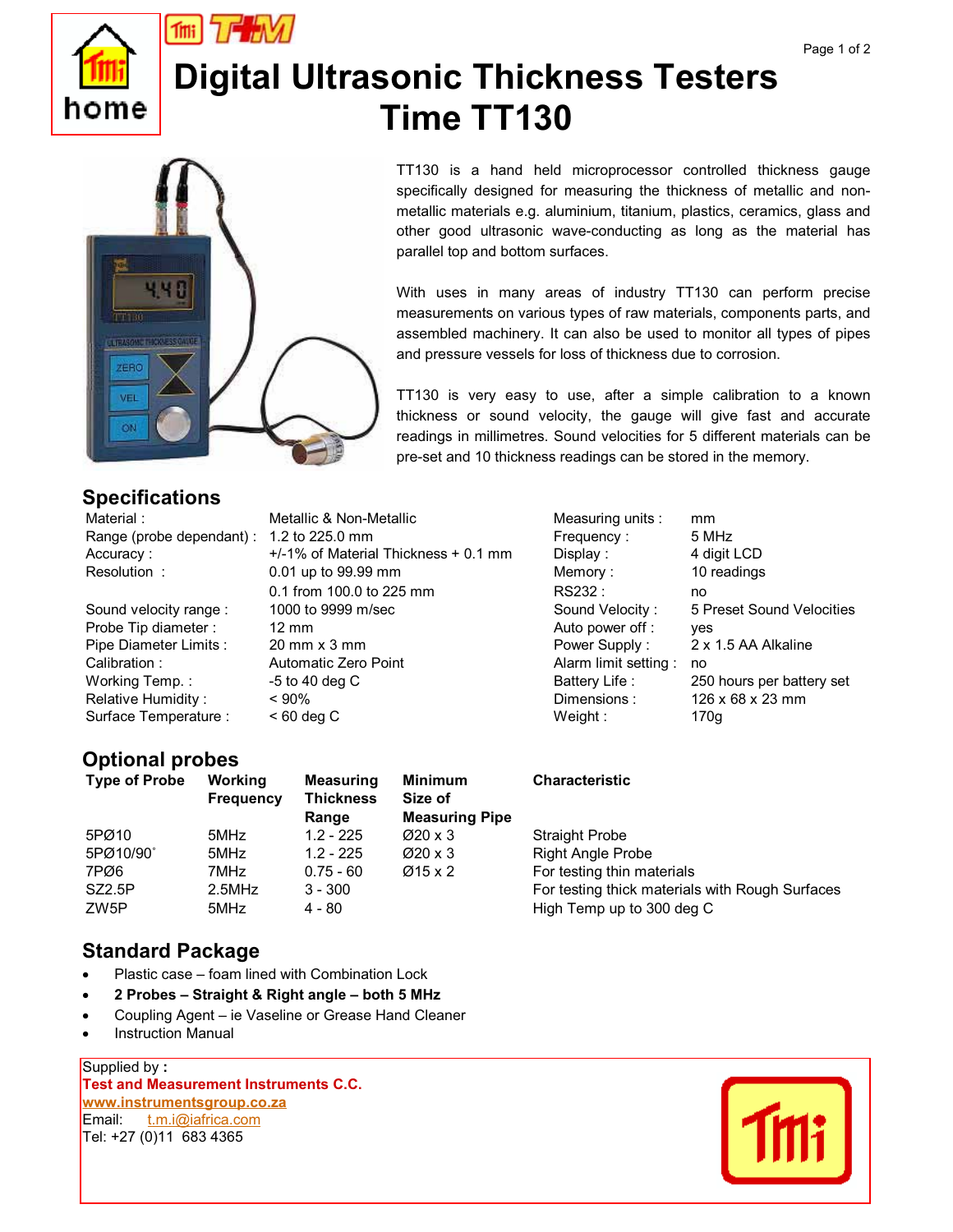# Digital Ultrasonic Thickness Testers Time TT130

TT130 is a hand held microprocessor controlled thickness gauge specifically designed for measuring the thickness of metallic and non-metallic materials e.g. aluminium, titanium, plastics, ceramics, glass and other good ultrasonic wave-conducting as long as the material has parallel top and bottom surfaces.

With uses in many areas of industry TT130 can perform precise measurements on various types of raw materials, components parts, and assembled machinery. It can also be used to monitor all types of pipes and pressure vessels for loss of thickness due to corrosion.

TT130 is very easy to use, after a simple calibration to a known thickness or sound velocity, the gauge will give fast and accurate readings in millimetres. Sound velocities for 5 different materials can be pre-set and 10 thickness readings can be stored in the memory.

## Specifications

| | | | |
|---|---|---|---|
| Material : | Metallic & Non-Metallic | Measuring units : | mm |
| Range (probe dependant) : | 1.2 to 225.0 mm | Frequency : | 5 MHz |
| Accuracy : | +/-1% of Material Thickness + 0.1 mm | Display : | 4 digit LCD |
| Resolution : | 0.01 up to 99.99 mm | Memory : | 10 readings |
| | 0.1 from 100.0 to 225 mm | RS232 : | no |
| Sound velocity range : | 1000 to 9999 m/sec | Sound Velocity : | 5 Preset Sound Velocities |
| Probe Tip diameter : | 12 mm | Auto power off : | yes |
| Pipe Diameter Limits : | 20 mm x 3 mm | Power Supply : | 2 x 1.5 AA Alkaline |
| Calibration : | Automatic Zero Point | Alarm limit setting : | no |
| Working Temp. : | -5 to 40 deg C | Battery Life : | 250 hours per battery set |
| Relative Humidity : | < 90% | Dimensions : | 126 x 68 x 23 mm |
| Surface Temperature : | < 60 deg C | Weight : | 170g |

## Optional probes

| Type of Probe | Working Frequency | Measuring Thickness Range | Minimum Size of Measuring Pipe | Characteristic |
|---|---|---|---|---|
| 5PØ10 | 5MHz | 1.2 - 225 | Ø20 x 3 | Straight Probe |
| 5PØ10/90° | 5MHz | 1.2 - 225 | Ø20 x 3 | Right Angle Probe |
| 7PØ6 | 7MHz | 0.75 - 60 | Ø15 x 2 | For testing thin materials |
| SZ2.5P | 2.5MHz | 3 - 300 | | For testing thick materials with Rough Surfaces |
| ZW5P | 5MHz | 4 - 80 | | High Temp up to 300 deg C |

## Standard Package

- Plastic case – foam lined with Combination Lock
- **2 Probes – Straight & Right angle – both 5 MHz**
- Coupling Agent – ie Vaseline or Grease Hand Cleaner
- Instruction Manual

Supplied by **:**
**Test and Measurement Instruments C.C.**
**www.instrumentsgroup.co.za**
Email: t.m.i@iafrica.com
Tel: +27 (0)11 683 4365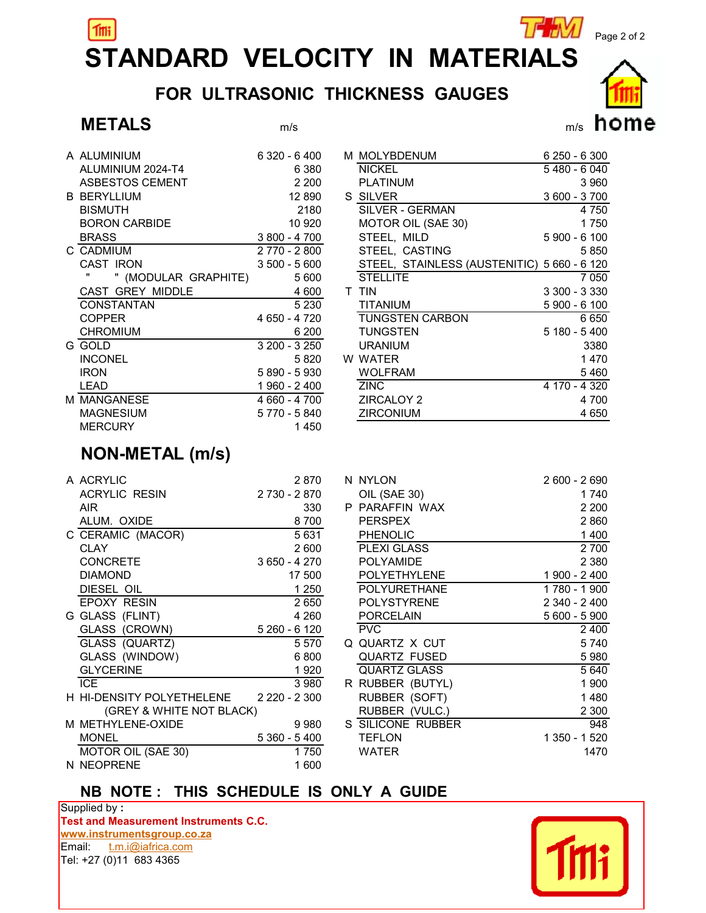# STANDARD VELOCITY IN MATERIALS

## FOR ULTRASONIC THICKNESS GAUGES

### METALS

| | | m/s | | | m/s |
|---|---|---|---|---|---|
| A | ALUMINIUM | 6 320 - 6 400 | M | MOLYBDENUM | 6 250 - 6 300 |
| | ALUMINIUM 2024-T4 | 6 380 | | NICKEL | 5 480 - 6 040 |
| | ASBESTOS CEMENT | 2 200 | | PLATINUM | 3 960 |
| B | BERYLLIUM | 12 890 | S | SILVER | 3 600 - 3 700 |
| | BISMUTH | 2180 | | SILVER - GERMAN | 4 750 |
| | BORON CARBIDE | 10 920 | | MOTOR OIL (SAE 30) | 1 750 |
| | BRASS | 3 800 - 4 700 | | STEEL, MILD | 5 900 - 6 100 |
| C | CADMIUM | 2 770 - 2 800 | | STEEL, CASTING | 5 850 |
| | CAST IRON | 3 500 - 5 600 | | STEEL, STAINLESS (AUSTENITIC) | 5 660 - 6 120 |
| | " " (MODULAR GRAPHITE) | 5 600 | | STELLITE | 7 050 |
| | CAST GREY MIDDLE | 4 600 | T | TIN | 3 300 - 3 330 |
| | CONSTANTAN | 5 230 | | TITANIUM | 5 900 - 6 100 |
| | COPPER | 4 650 - 4 720 | | TUNGSTEN CARBON | 6 650 |
| | CHROMIUM | 6 200 | | TUNGSTEN | 5 180 - 5 400 |
| G | GOLD | 3 200 - 3 250 | | URANIUM | 3380 |
| | INCONEL | 5 820 | W | WATER | 1 470 |
| | IRON | 5 890 - 5 930 | | WOLFRAM | 5 460 |
| | LEAD | 1 960 - 2 400 | | ZINC | 4 170 - 4 320 |
| M | MANGANESE | 4 660 - 4 700 | | ZIRCALOY 2 | 4 700 |
| | MAGNESIUM | 5 770 - 5 840 | | ZIRCONIUM | 4 650 |
| | MERCURY | 1 450 | | | |

### NON-METAL (m/s)

| | | | | | |
|---|---|---|---|---|---|
| A | ACRYLIC | 2 870 | N | NYLON | 2 600 - 2 690 |
| | ACRYLIC RESIN | 2 730 - 2 870 | | OIL (SAE 30) | 1 740 |
| | AIR | 330 | P | PARAFFIN WAX | 2 200 |
| | ALUM. OXIDE | 8 700 | | PERSPEX | 2 860 |
| C | CERAMIC (MACOR) | 5 631 | | PHENOLIC | 1 400 |
| | CLAY | 2 600 | | PLEXI GLASS | 2 700 |
| | CONCRETE | 3 650 - 4 270 | | POLYAMIDE | 2 380 |
| | DIAMOND | 17 500 | | POLYETHYLENE | 1 900 - 2 400 |
| | DIESEL OIL | 1 250 | | POLYURETHANE | 1 780 - 1 900 |
| | EPOXY RESIN | 2 650 | | POLYSTYRENE | 2 340 - 2 400 |
| G | GLASS (FLINT) | 4 260 | | PORCELAIN | 5 600 - 5 900 |
| | GLASS (CROWN) | 5 260 - 6 120 | | PVC | 2 400 |
| | GLASS (QUARTZ) | 5 570 | Q | QUARTZ X CUT | 5 740 |
| | GLASS (WINDOW) | 6 800 | | QUARTZ FUSED | 5 980 |
| | GLYCERINE | 1 920 | | QUARTZ GLASS | 5 640 |
| | ICE | 3 980 | R | RUBBER (BUTYL) | 1 900 |
| H | HI-DENSITY POLYETHELENE (GREY & WHITE NOT BLACK) | 2 220 - 2 300 | | RUBBER (SOFT) | 1 480 |
| | | | | RUBBER (VULC.) | 2 300 |
| M | METHYLENE-OXIDE | 9 980 | S | SILICONE RUBBER | 948 |
| | MONEL | 5 360 - 5 400 | | TEFLON | 1 350 - 1 520 |
| | MOTOR OIL (SAE 30) | 1 750 | | WATER | 1470 |
| N | NEOPRENE | 1 600 | | | |

**NB NOTE : THIS SCHEDULE IS ONLY A GUIDE**

Supplied by **:**
**Test and Measurement Instruments C.C.**
**www.instrumentsgroup.co.za**
Email: t.m.i@iafrica.com
Tel: +27 (0)11 683 4365